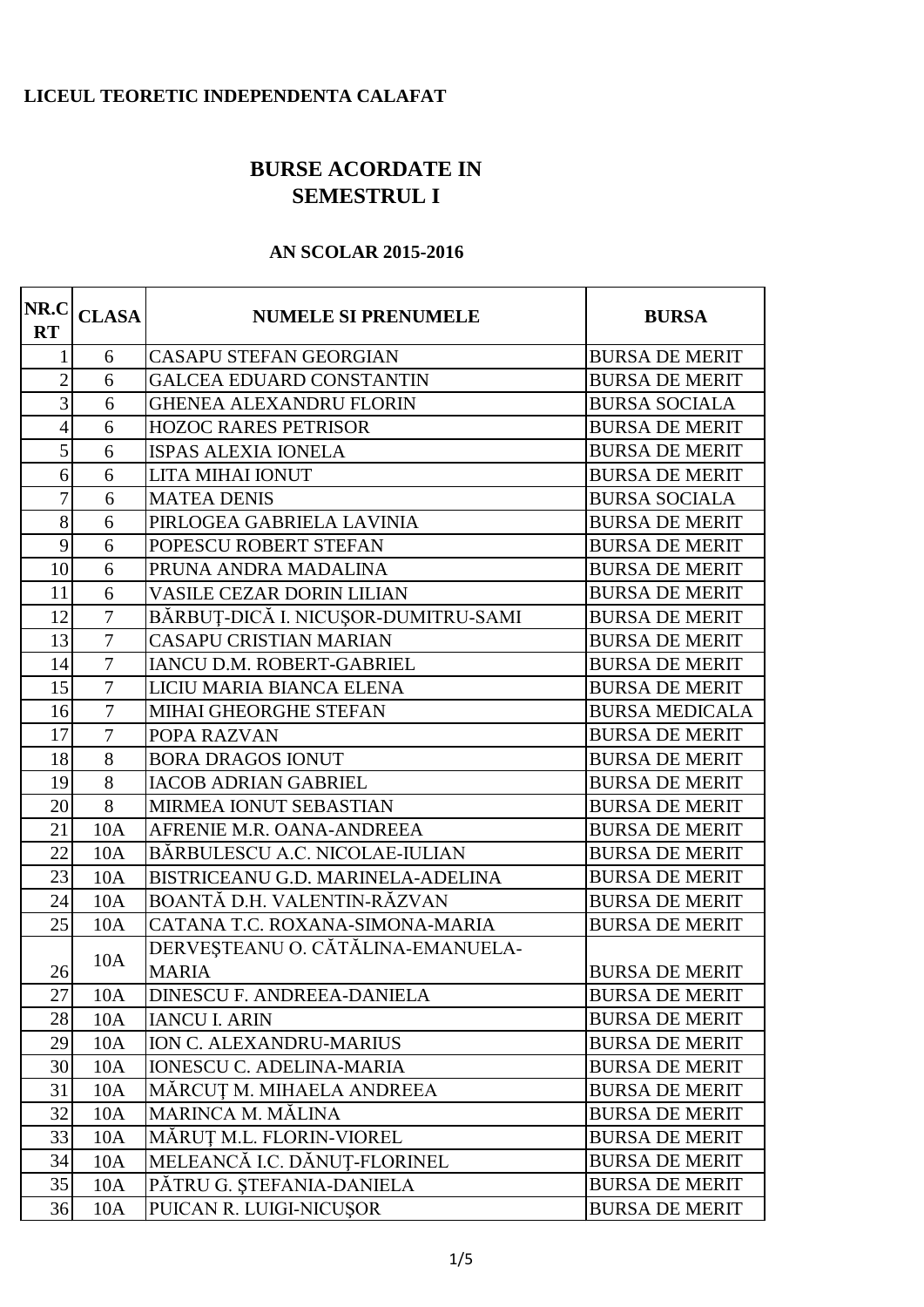**LICEUL TEORETIC INDEPENDENTA CALAFAT**

# BURSE ACORDATE IN SEMESTRUL I

### AN SCOLAR 2015-2016

| NR.CRT | CLASA | NUMELE SI PRENUMELE | BURSA |
|---|---|---|---|
| 1 | 6 | CASAPU STEFAN GEORGIAN | BURSA DE MERIT |
| 2 | 6 | GALCEA EDUARD CONSTANTIN | BURSA DE MERIT |
| 3 | 6 | GHENEA ALEXANDRU FLORIN | BURSA SOCIALA |
| 4 | 6 | HOZOC RARES PETRISOR | BURSA DE MERIT |
| 5 | 6 | ISPAS ALEXIA IONELA | BURSA DE MERIT |
| 6 | 6 | LITA MIHAI IONUT | BURSA DE MERIT |
| 7 | 6 | MATEA DENIS | BURSA SOCIALA |
| 8 | 6 | PIRLOGEA GABRIELA LAVINIA | BURSA DE MERIT |
| 9 | 6 | POPESCU ROBERT STEFAN | BURSA DE MERIT |
| 10 | 6 | PRUNA ANDRA MADALINA | BURSA DE MERIT |
| 11 | 6 | VASILE CEZAR DORIN LILIAN | BURSA DE MERIT |
| 12 | 7 | BĂRBUȚ-DICĂ I. NICUŞOR-DUMITRU-SAMI | BURSA DE MERIT |
| 13 | 7 | CASAPU CRISTIAN MARIAN | BURSA DE MERIT |
| 14 | 7 | IANCU D.M. ROBERT-GABRIEL | BURSA DE MERIT |
| 15 | 7 | LICIU MARIA BIANCA ELENA | BURSA DE MERIT |
| 16 | 7 | MIHAI GHEORGHE STEFAN | BURSA MEDICALA |
| 17 | 7 | POPA RAZVAN | BURSA DE MERIT |
| 18 | 8 | BORA DRAGOS IONUT | BURSA DE MERIT |
| 19 | 8 | IACOB ADRIAN GABRIEL | BURSA DE MERIT |
| 20 | 8 | MIRMEA IONUT SEBASTIAN | BURSA DE MERIT |
| 21 | 10A | AFRENIE M.R. OANA-ANDREEA | BURSA DE MERIT |
| 22 | 10A | BĂRBULESCU A.C. NICOLAE-IULIAN | BURSA DE MERIT |
| 23 | 10A | BISTRICEANU G.D. MARINELA-ADELINA | BURSA DE MERIT |
| 24 | 10A | BOANTĂ D.H. VALENTIN-RĂZVAN | BURSA DE MERIT |
| 25 | 10A | CATANA T.C. ROXANA-SIMONA-MARIA | BURSA DE MERIT |
| 26 | 10A | DERVEŞTEANU O. CĂTĂLINA-EMANUELA-MARIA | BURSA DE MERIT |
| 27 | 10A | DINESCU F. ANDREEA-DANIELA | BURSA DE MERIT |
| 28 | 10A | IANCU I. ARIN | BURSA DE MERIT |
| 29 | 10A | ION C. ALEXANDRU-MARIUS | BURSA DE MERIT |
| 30 | 10A | IONESCU C. ADELINA-MARIA | BURSA DE MERIT |
| 31 | 10A | MĂRCUȚ M. MIHAELA ANDREEA | BURSA DE MERIT |
| 32 | 10A | MARINCA M. MĂLINA | BURSA DE MERIT |
| 33 | 10A | MĂRUȚ M.L. FLORIN-VIOREL | BURSA DE MERIT |
| 34 | 10A | MELEANCĂ I.C. DĂNUȚ-FLORINEL | BURSA DE MERIT |
| 35 | 10A | PĂTRU G. ŞTEFANIA-DANIELA | BURSA DE MERIT |
| 36 | 10A | PUICAN R. LUIGI-NICUŞOR | BURSA DE MERIT |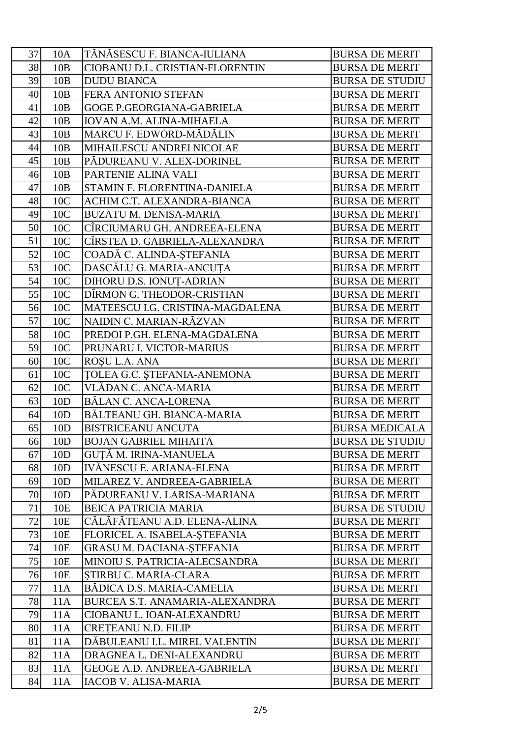| | | | |
|---|---|---|---|
| 37 | 10A | TĂNĂSESCU F. BIANCA-IULIANA | BURSA DE MERIT |
| 38 | 10B | CIOBANU D.L. CRISTIAN-FLORENTIN | BURSA DE MERIT |
| 39 | 10B | DUDU BIANCA | BURSA DE STUDIU |
| 40 | 10B | FERA ANTONIO STEFAN | BURSA DE MERIT |
| 41 | 10B | GOGE P.GEORGIANA-GABRIELA | BURSA DE MERIT |
| 42 | 10B | IOVAN A.M. ALINA-MIHAELA | BURSA DE MERIT |
| 43 | 10B | MARCU F. EDWORD-MĂDĂLIN | BURSA DE MERIT |
| 44 | 10B | MIHAILESCU ANDREI NICOLAE | BURSA DE MERIT |
| 45 | 10B | PĂDUREANU V. ALEX-DORINEL | BURSA DE MERIT |
| 46 | 10B | PARTENIE ALINA VALI | BURSA DE MERIT |
| 47 | 10B | STAMIN F. FLORENTINA-DANIELA | BURSA DE MERIT |
| 48 | 10C | ACHIM C.T. ALEXANDRA-BIANCA | BURSA DE MERIT |
| 49 | 10C | BUZATU M. DENISA-MARIA | BURSA DE MERIT |
| 50 | 10C | CÎRCIUMARU GH. ANDREEA-ELENA | BURSA DE MERIT |
| 51 | 10C | CÎRSTEA D. GABRIELA-ALEXANDRA | BURSA DE MERIT |
| 52 | 10C | COADĂ C. ALINDA-ŞTEFANIA | BURSA DE MERIT |
| 53 | 10C | DASCĂLU G. MARIA-ANCUŢA | BURSA DE MERIT |
| 54 | 10C | DIHORU D.S. IONUŢ-ADRIAN | BURSA DE MERIT |
| 55 | 10C | DÎRMON G. THEODOR-CRISTIAN | BURSA DE MERIT |
| 56 | 10C | MATEESCU I.G. CRISTINA-MAGDALENA | BURSA DE MERIT |
| 57 | 10C | NAIDIN C. MARIAN-RĂZVAN | BURSA DE MERIT |
| 58 | 10C | PREDOI P.GH. ELENA-MAGDALENA | BURSA DE MERIT |
| 59 | 10C | PRUNARU I. VICTOR-MARIUS | BURSA DE MERIT |
| 60 | 10C | ROŞU L.A. ANA | BURSA DE MERIT |
| 61 | 10C | ŢOLEA G.C. ŞTEFANIA-ANEMONA | BURSA DE MERIT |
| 62 | 10C | VLĂDAN C. ANCA-MARIA | BURSA DE MERIT |
| 63 | 10D | BĂLAN C. ANCA-LORENA | BURSA DE MERIT |
| 64 | 10D | BĂLTEANU GH. BIANCA-MARIA | BURSA DE MERIT |
| 65 | 10D | BISTRICEANU ANCUTA | BURSA MEDICALA |
| 66 | 10D | BOJAN GABRIEL MIHAITA | BURSA DE STUDIU |
| 67 | 10D | GUŢĂ M. IRINA-MANUELA | BURSA DE MERIT |
| 68 | 10D | IVĂNESCU E. ARIANA-ELENA | BURSA DE MERIT |
| 69 | 10D | MILAREZ V. ANDREEA-GABRIELA | BURSA DE MERIT |
| 70 | 10D | PĂDUREANU V. LARISA-MARIANA | BURSA DE MERIT |
| 71 | 10E | BEICA PATRICIA MARIA | BURSA DE STUDIU |
| 72 | 10E | CĂLĂFĂTEANU A.D. ELENA-ALINA | BURSA DE MERIT |
| 73 | 10E | FLORICEL A. ISABELA-ŞTEFANIA | BURSA DE MERIT |
| 74 | 10E | GRASU M. DACIANA-ŞTEFANIA | BURSA DE MERIT |
| 75 | 10E | MINOIU S. PATRICIA-ALECSANDRA | BURSA DE MERIT |
| 76 | 10E | ŞTIRBU C. MARIA-CLARA | BURSA DE MERIT |
| 77 | 11A | BĂDICA D.S. MARIA-CAMELIA | BURSA DE MERIT |
| 78 | 11A | BURCEA S.T. ANAMARIA-ALEXANDRA | BURSA DE MERIT |
| 79 | 11A | CIOBANU L. IOAN-ALEXANDRU | BURSA DE MERIT |
| 80 | 11A | CREŢEANU N.D. FILIP | BURSA DE MERIT |
| 81 | 11A | DĂBULEANU I.L. MIREL VALENTIN | BURSA DE MERIT |
| 82 | 11A | DRAGNEA L. DENI-ALEXANDRU | BURSA DE MERIT |
| 83 | 11A | GEOGE A.D. ANDREEA-GABRIELA | BURSA DE MERIT |
| 84 | 11A | IACOB V. ALISA-MARIA | BURSA DE MERIT |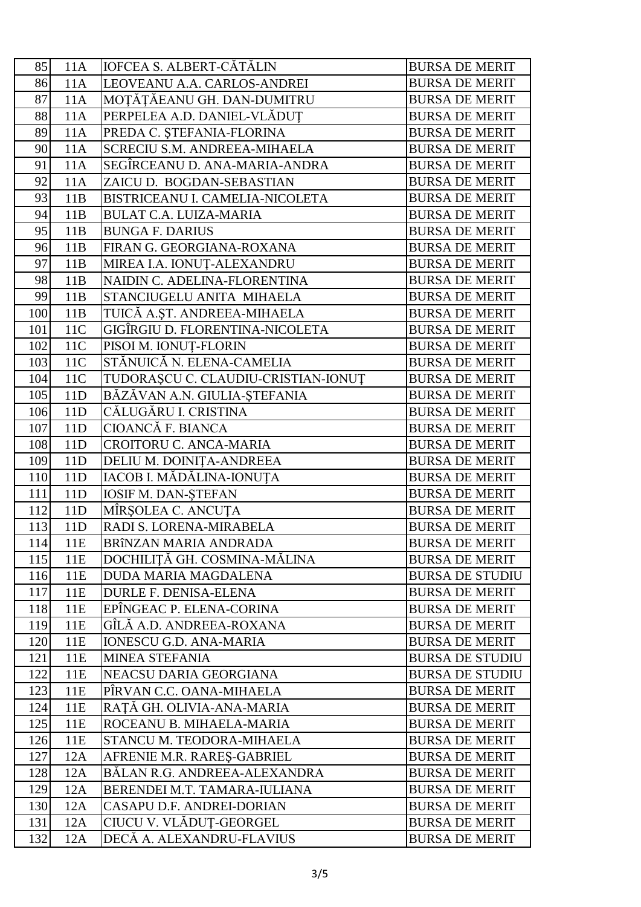| 85 | 11A | IOFCEA S. ALBERT-CĂTĂLIN | BURSA DE MERIT |
|---|---|---|---|
| 86 | 11A | LEOVEANU A.A. CARLOS-ANDREI | BURSA DE MERIT |
| 87 | 11A | MOŢĂŢĂEANU GH. DAN-DUMITRU | BURSA DE MERIT |
| 88 | 11A | PERPELEA A.D. DANIEL-VLĂDUŢ | BURSA DE MERIT |
| 89 | 11A | PREDA C. ŞTEFANIA-FLORINA | BURSA DE MERIT |
| 90 | 11A | SCRECIU S.M. ANDREEA-MIHAELA | BURSA DE MERIT |
| 91 | 11A | SEGÎRCEANU D. ANA-MARIA-ANDRA | BURSA DE MERIT |
| 92 | 11A | ZAICU D. BOGDAN-SEBASTIAN | BURSA DE MERIT |
| 93 | 11B | BISTRICEANU I. CAMELIA-NICOLETA | BURSA DE MERIT |
| 94 | 11B | BULAT C.A. LUIZA-MARIA | BURSA DE MERIT |
| 95 | 11B | BUNGA F. DARIUS | BURSA DE MERIT |
| 96 | 11B | FIRAN G. GEORGIANA-ROXANA | BURSA DE MERIT |
| 97 | 11B | MIREA I.A. IONUŢ-ALEXANDRU | BURSA DE MERIT |
| 98 | 11B | NAIDIN C. ADELINA-FLORENTINA | BURSA DE MERIT |
| 99 | 11B | STANCIUGELU ANITA MIHAELA | BURSA DE MERIT |
| 100 | 11B | TUICĂ A.ŞT. ANDREEA-MIHAELA | BURSA DE MERIT |
| 101 | 11C | GIGÎRGIU D. FLORENTINA-NICOLETA | BURSA DE MERIT |
| 102 | 11C | PISOI M. IONUŢ-FLORIN | BURSA DE MERIT |
| 103 | 11C | STĂNUICĂ N. ELENA-CAMELIA | BURSA DE MERIT |
| 104 | 11C | TUDORAŞCU C. CLAUDIU-CRISTIAN-IONUŢ | BURSA DE MERIT |
| 105 | 11D | BĂZĂVAN A.N. GIULIA-ŞTEFANIA | BURSA DE MERIT |
| 106 | 11D | CĂLUGĂRU I. CRISTINA | BURSA DE MERIT |
| 107 | 11D | CIOANCĂ F. BIANCA | BURSA DE MERIT |
| 108 | 11D | CROITORU C. ANCA-MARIA | BURSA DE MERIT |
| 109 | 11D | DELIU M. DOINIŢA-ANDREEA | BURSA DE MERIT |
| 110 | 11D | IACOB I. MĂDĂLINA-IONUŢA | BURSA DE MERIT |
| 111 | 11D | IOSIF M. DAN-ŞTEFAN | BURSA DE MERIT |
| 112 | 11D | MÎRŞOLEA C. ANCUŢA | BURSA DE MERIT |
| 113 | 11D | RADI S. LORENA-MIRABELA | BURSA DE MERIT |
| 114 | 11E | BRÎNZAN MARIA ANDRADA | BURSA DE MERIT |
| 115 | 11E | DOCHILIŢĂ GH. COSMINA-MĂLINA | BURSA DE MERIT |
| 116 | 11E | DUDA MARIA MAGDALENA | BURSA DE STUDIU |
| 117 | 11E | DURLE F. DENISA-ELENA | BURSA DE MERIT |
| 118 | 11E | EPÎNGEAC P. ELENA-CORINA | BURSA DE MERIT |
| 119 | 11E | GÎLĂ A.D. ANDREEA-ROXANA | BURSA DE MERIT |
| 120 | 11E | IONESCU G.D. ANA-MARIA | BURSA DE MERIT |
| 121 | 11E | MINEA STEFANIA | BURSA DE STUDIU |
| 122 | 11E | NEACSU DARIA GEORGIANA | BURSA DE STUDIU |
| 123 | 11E | PÎRVAN C.C. OANA-MIHAELA | BURSA DE MERIT |
| 124 | 11E | RAŢĂ GH. OLIVIA-ANA-MARIA | BURSA DE MERIT |
| 125 | 11E | ROCEANU B. MIHAELA-MARIA | BURSA DE MERIT |
| 126 | 11E | STANCU M. TEODORA-MIHAELA | BURSA DE MERIT |
| 127 | 12A | AFRENIE M.R. RAREŞ-GABRIEL | BURSA DE MERIT |
| 128 | 12A | BĂLAN R.G. ANDREEA-ALEXANDRA | BURSA DE MERIT |
| 129 | 12A | BERENDEI M.T. TAMARA-IULIANA | BURSA DE MERIT |
| 130 | 12A | CASAPU D.F. ANDREI-DORIAN | BURSA DE MERIT |
| 131 | 12A | CIUCU V. VLĂDUŢ-GEORGEL | BURSA DE MERIT |
| 132 | 12A | DECĂ A. ALEXANDRU-FLAVIUS | BURSA DE MERIT |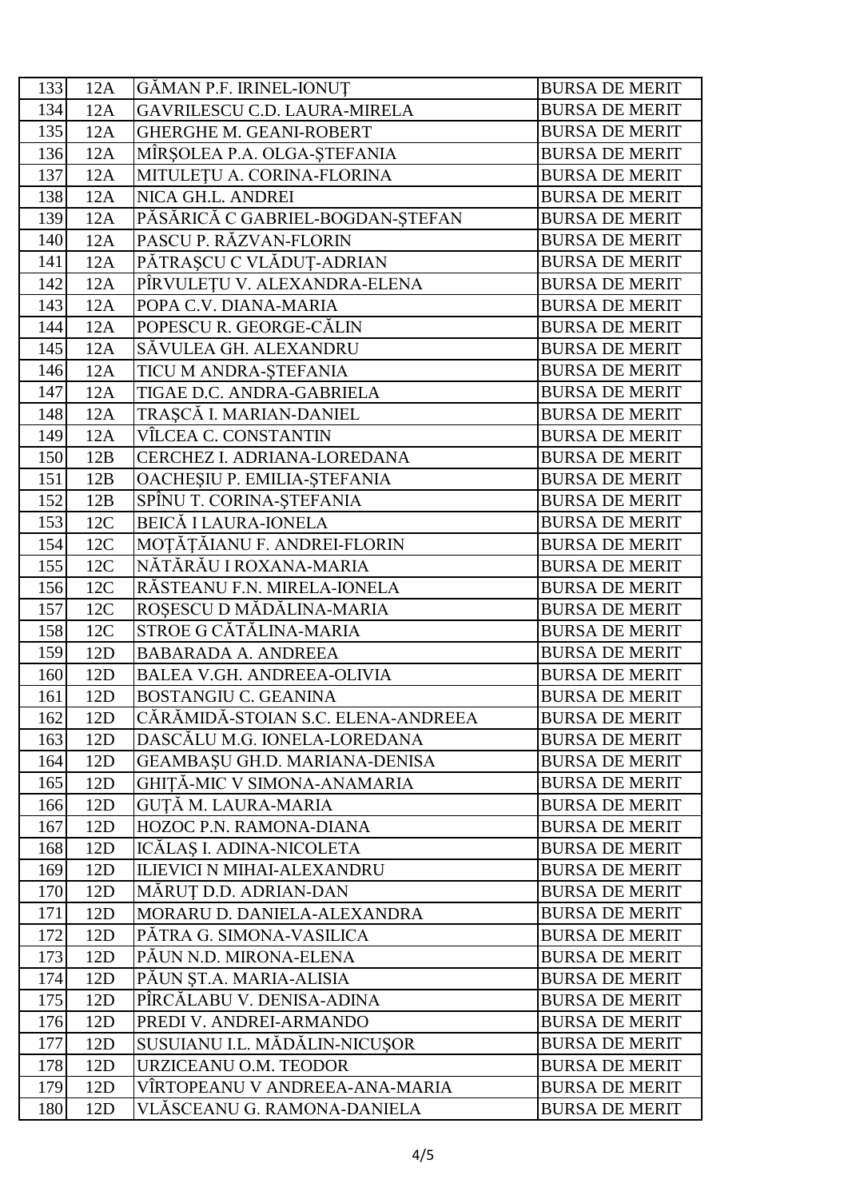| | | | |
|---|---|---|---|
| 133 | 12A | GĂMAN P.F. IRINEL-IONUȚ | BURSA DE MERIT |
| 134 | 12A | GAVRILESCU C.D. LAURA-MIRELA | BURSA DE MERIT |
| 135 | 12A | GHERGHE M. GEANI-ROBERT | BURSA DE MERIT |
| 136 | 12A | MÎRȘOLEA P.A. OLGA-ȘTEFANIA | BURSA DE MERIT |
| 137 | 12A | MITULEȚU A. CORINA-FLORINA | BURSA DE MERIT |
| 138 | 12A | NICA GH.L. ANDREI | BURSA DE MERIT |
| 139 | 12A | PĂSĂRICĂ C GABRIEL-BOGDAN-ȘTEFAN | BURSA DE MERIT |
| 140 | 12A | PASCU P. RĂZVAN-FLORIN | BURSA DE MERIT |
| 141 | 12A | PĂTRAȘCU C VLĂDUȚ-ADRIAN | BURSA DE MERIT |
| 142 | 12A | PÎRVULEȚU V. ALEXANDRA-ELENA | BURSA DE MERIT |
| 143 | 12A | POPA C.V. DIANA-MARIA | BURSA DE MERIT |
| 144 | 12A | POPESCU R. GEORGE-CĂLIN | BURSA DE MERIT |
| 145 | 12A | SĂVULEA GH. ALEXANDRU | BURSA DE MERIT |
| 146 | 12A | TICU M ANDRA-ȘTEFANIA | BURSA DE MERIT |
| 147 | 12A | TIGAE D.C. ANDRA-GABRIELA | BURSA DE MERIT |
| 148 | 12A | TRAȘCĂ I. MARIAN-DANIEL | BURSA DE MERIT |
| 149 | 12A | VÎLCEA C. CONSTANTIN | BURSA DE MERIT |
| 150 | 12B | CERCHEZ I. ADRIANA-LOREDANA | BURSA DE MERIT |
| 151 | 12B | OACHEȘIU P. EMILIA-ȘTEFANIA | BURSA DE MERIT |
| 152 | 12B | SPÎNU T. CORINA-ȘTEFANIA | BURSA DE MERIT |
| 153 | 12C | BEICĂ I LAURA-IONELA | BURSA DE MERIT |
| 154 | 12C | MOȚĂȚĂIANU F. ANDREI-FLORIN | BURSA DE MERIT |
| 155 | 12C | NĂTĂRĂU I ROXANA-MARIA | BURSA DE MERIT |
| 156 | 12C | RĂSTEANU F.N. MIRELA-IONELA | BURSA DE MERIT |
| 157 | 12C | ROȘESCU D MĂDĂLINA-MARIA | BURSA DE MERIT |
| 158 | 12C | STROE G CĂTĂLINA-MARIA | BURSA DE MERIT |
| 159 | 12D | BABARADA A. ANDREEA | BURSA DE MERIT |
| 160 | 12D | BALEA V.GH. ANDREEA-OLIVIA | BURSA DE MERIT |
| 161 | 12D | BOSTANGIU C. GEANINA | BURSA DE MERIT |
| 162 | 12D | CĂRĂMIDĂ-STOIAN S.C. ELENA-ANDREEA | BURSA DE MERIT |
| 163 | 12D | DASCĂLU M.G. IONELA-LOREDANA | BURSA DE MERIT |
| 164 | 12D | GEAMBAȘU GH.D. MARIANA-DENISA | BURSA DE MERIT |
| 165 | 12D | GHIȚĂ-MIC V SIMONA-ANAMARIA | BURSA DE MERIT |
| 166 | 12D | GUȚĂ M. LAURA-MARIA | BURSA DE MERIT |
| 167 | 12D | HOZOC P.N. RAMONA-DIANA | BURSA DE MERIT |
| 168 | 12D | ICĂLAȘ I. ADINA-NICOLETA | BURSA DE MERIT |
| 169 | 12D | ILIEVICI N MIHAI-ALEXANDRU | BURSA DE MERIT |
| 170 | 12D | MĂRUȚ D.D. ADRIAN-DAN | BURSA DE MERIT |
| 171 | 12D | MORARU D. DANIELA-ALEXANDRA | BURSA DE MERIT |
| 172 | 12D | PĂTRA G. SIMONA-VASILICA | BURSA DE MERIT |
| 173 | 12D | PĂUN N.D. MIRONA-ELENA | BURSA DE MERIT |
| 174 | 12D | PĂUN ȘT.A. MARIA-ALISIA | BURSA DE MERIT |
| 175 | 12D | PÎRCĂLABU V. DENISA-ADINA | BURSA DE MERIT |
| 176 | 12D | PREDI V. ANDREI-ARMANDO | BURSA DE MERIT |
| 177 | 12D | SUSUIANU I.L. MĂDĂLIN-NICUȘOR | BURSA DE MERIT |
| 178 | 12D | URZICEANU O.M. TEODOR | BURSA DE MERIT |
| 179 | 12D | VÎRTOPEANU V ANDREEA-ANA-MARIA | BURSA DE MERIT |
| 180 | 12D | VLĂSCEANU G. RAMONA-DANIELA | BURSA DE MERIT |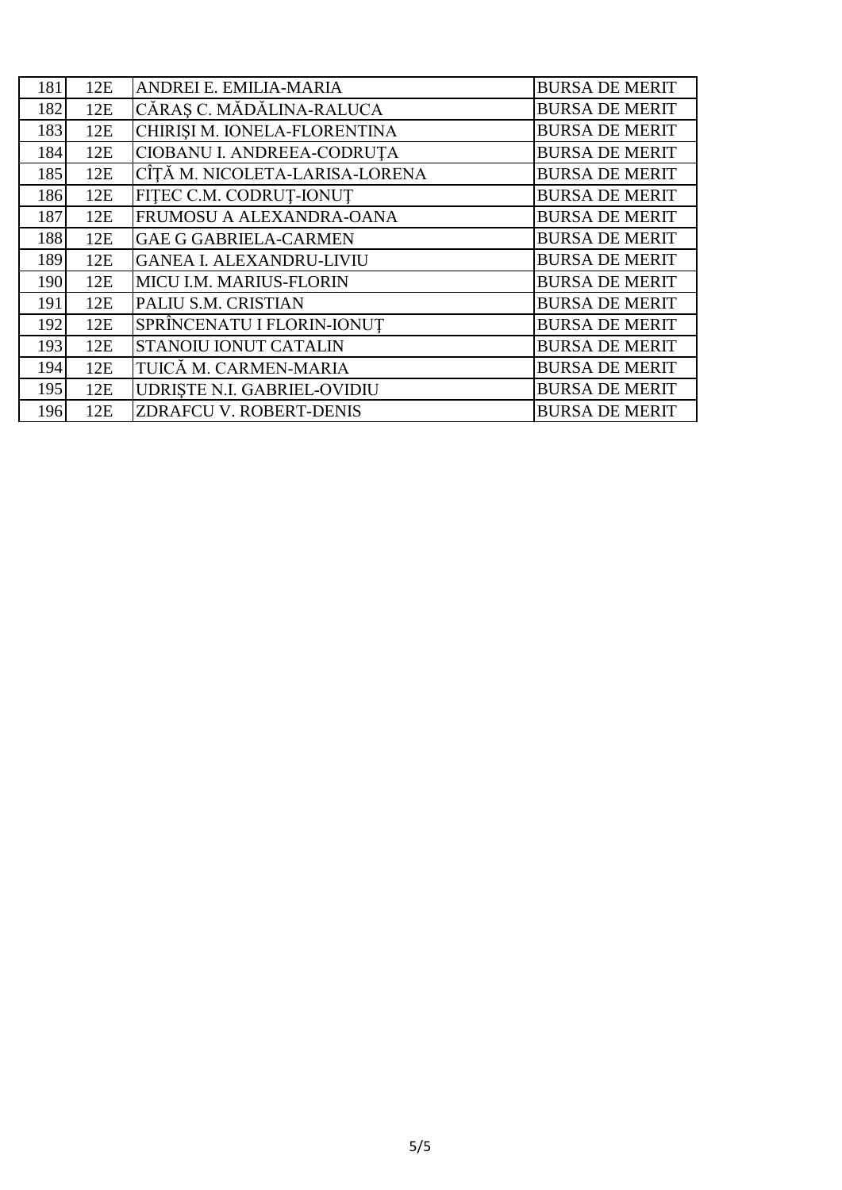| | | | |
|---|---|---|---|
| 181 | 12E | ANDREI E. EMILIA-MARIA | BURSA DE MERIT |
| 182 | 12E | CĂRAȘ C. MĂDĂLINA-RALUCA | BURSA DE MERIT |
| 183 | 12E | CHIRIȘI M. IONELA-FLORENTINA | BURSA DE MERIT |
| 184 | 12E | CIOBANU I. ANDREEA-CODRUȚA | BURSA DE MERIT |
| 185 | 12E | CÎȚĂ M. NICOLETA-LARISA-LORENA | BURSA DE MERIT |
| 186 | 12E | FIȚEC C.M. CODRUȚ-IONUȚ | BURSA DE MERIT |
| 187 | 12E | FRUMOSU A ALEXANDRA-OANA | BURSA DE MERIT |
| 188 | 12E | GAE G GABRIELA-CARMEN | BURSA DE MERIT |
| 189 | 12E | GANEA I. ALEXANDRU-LIVIU | BURSA DE MERIT |
| 190 | 12E | MICU I.M. MARIUS-FLORIN | BURSA DE MERIT |
| 191 | 12E | PALIU S.M. CRISTIAN | BURSA DE MERIT |
| 192 | 12E | SPRÎNCENATU I FLORIN-IONUȚ | BURSA DE MERIT |
| 193 | 12E | STANOIU IONUT CATALIN | BURSA DE MERIT |
| 194 | 12E | TUICĂ M. CARMEN-MARIA | BURSA DE MERIT |
| 195 | 12E | UDRIȘTE N.I. GABRIEL-OVIDIU | BURSA DE MERIT |
| 196 | 12E | ZDRAFCU V. ROBERT-DENIS | BURSA DE MERIT |